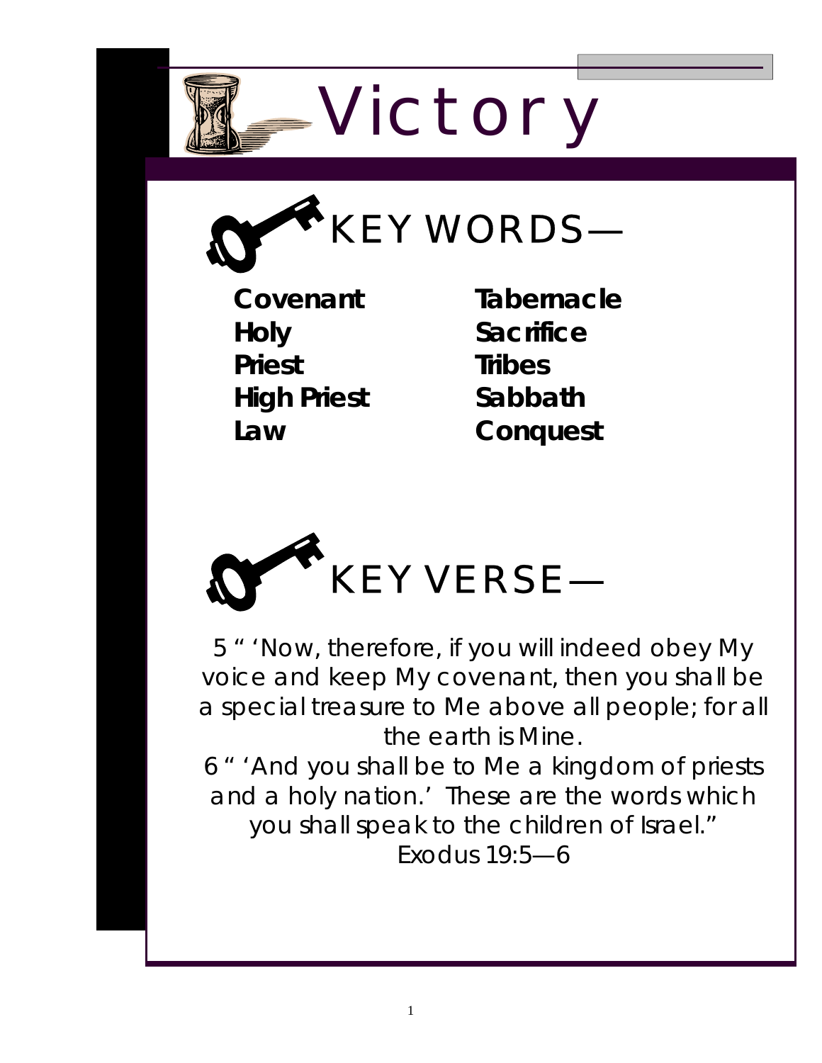# Victory

## KEY WORDS—

**Covenant**
**Holy**
**Priest**
**High Priest**
**Law**
**Tabernacle**
**Sacrifice**
**Tribes**
**Sabbath**
**Conquest**

## KEY VERSE—

5 " 'Now, therefore, if you will indeed obey My voice and keep My covenant, then you shall be a special treasure to Me above all people; for all the earth is Mine.
6 " 'And you shall be to Me a kingdom of priests and a holy nation.' These are the words which you shall speak to the children of Israel."
Exodus 19:5—6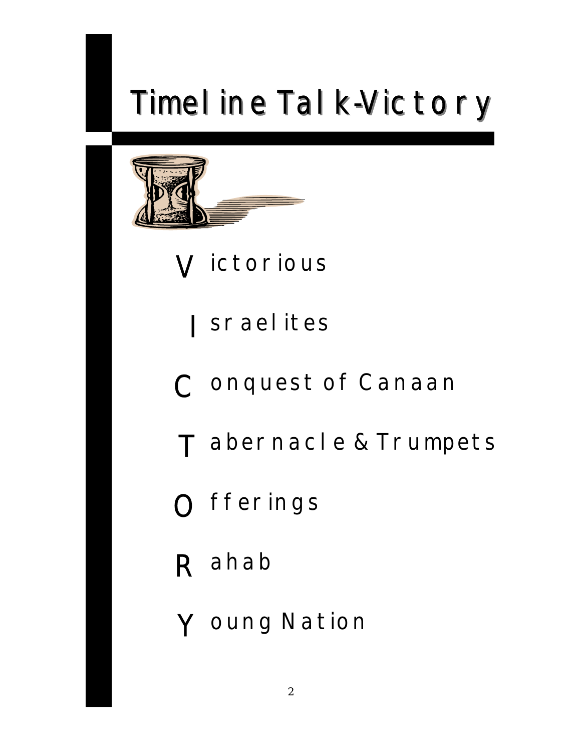# Timeline Talk-Victory

V ictorious

I sraelites

C onquest of Canaan

T abernacle & Trumpets

O fferings

R ahab

Y oung Nation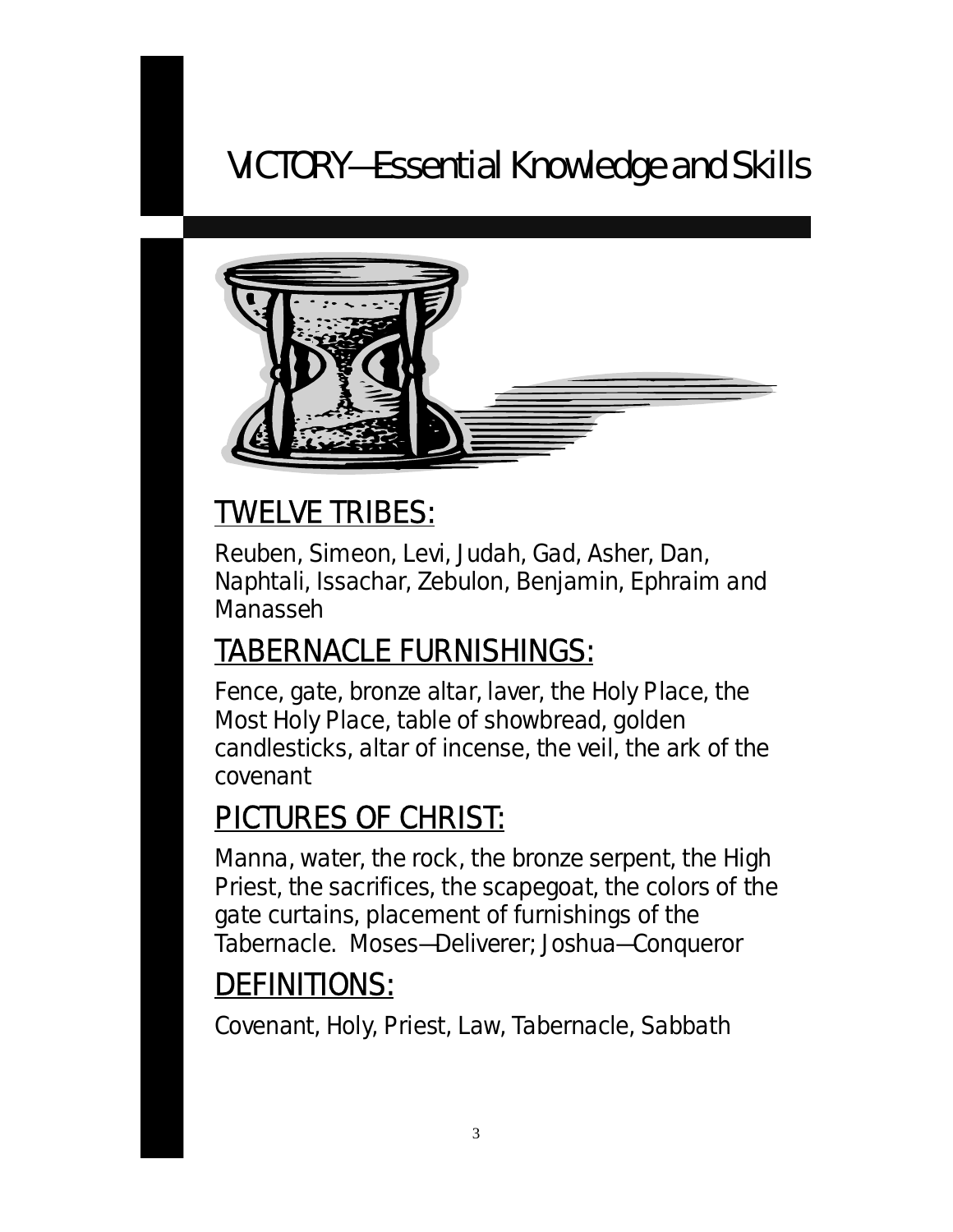# VICTORY—Essential Knowledge and Skills

## TWELVE TRIBES:

Reuben, Simeon, Levi, Judah, Gad, Asher, Dan, Naphtali, Issachar, Zebulon, Benjamin, Ephraim and Manasseh

## TABERNACLE FURNISHINGS:

Fence, gate, bronze altar, laver, the Holy Place, the Most Holy Place, table of showbread, golden candlesticks, altar of incense, the veil, the ark of the covenant

## PICTURES OF CHRIST:

Manna, water, the rock, the bronze serpent, the High Priest, the sacrifices, the scapegoat, the colors of the gate curtains, placement of furnishings of the Tabernacle. Moses—Deliverer; Joshua—Conqueror

## DEFINITIONS:

Covenant, Holy, Priest, Law, Tabernacle, Sabbath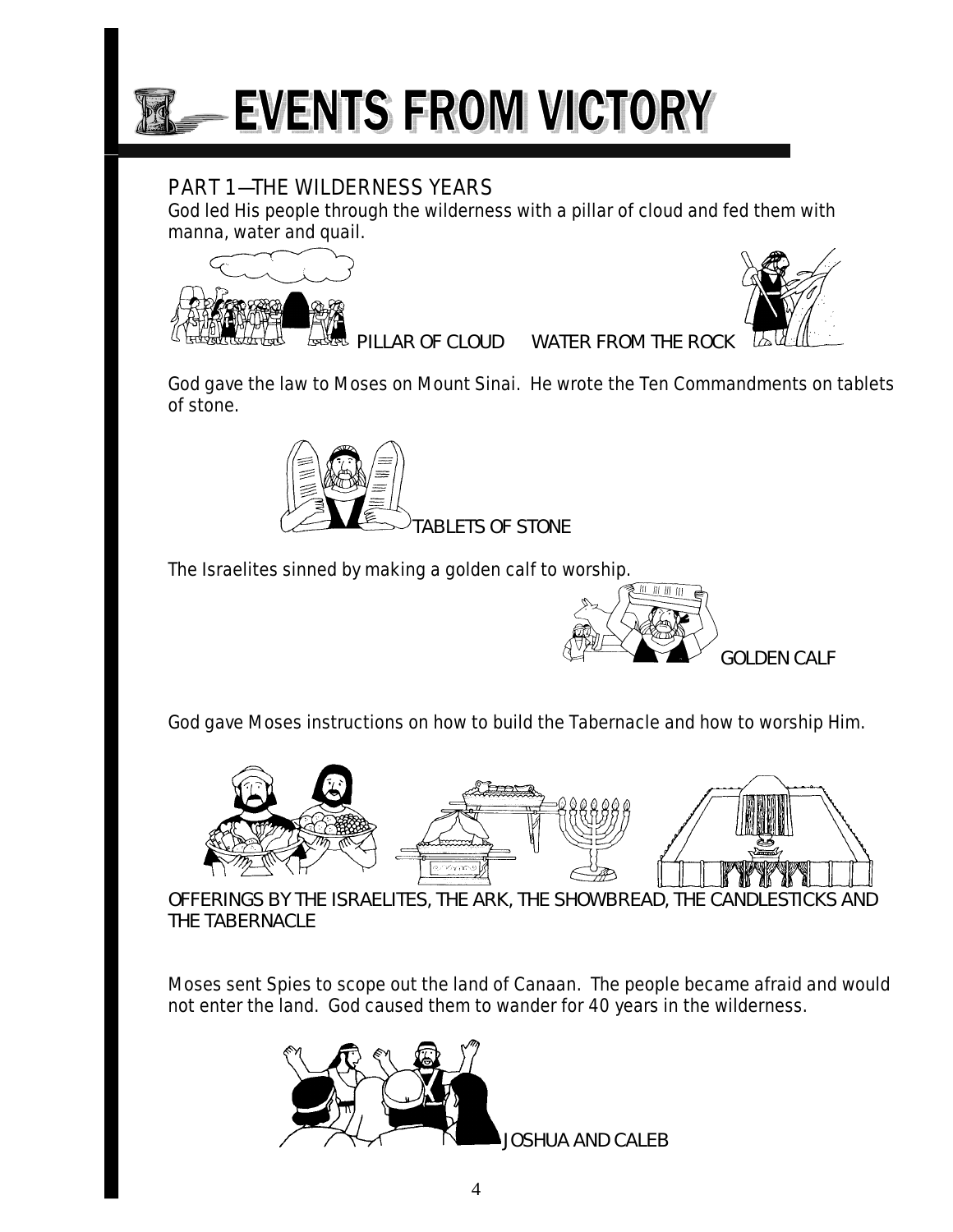# EVENTS FROM VICTORY

## PART 1—THE WILDERNESS YEARS

God led His people through the wilderness with a pillar of cloud and fed them with manna, water and quail.

PILLAR OF CLOUD WATER FROM THE ROCK

God gave the law to Moses on Mount Sinai. He wrote the Ten Commandments on tablets of stone.

TABLETS OF STONE

The Israelites sinned by making a golden calf to worship.

GOLDEN CALF

God gave Moses instructions on how to build the Tabernacle and how to worship Him.

OFFERINGS BY THE ISRAELITES, THE ARK, THE SHOWBREAD, THE CANDLESTICKS AND THE TABERNACLE

Moses sent Spies to scope out the land of Canaan. The people became afraid and would not enter the land. God caused them to wander for 40 years in the wilderness.

JOSHUA AND CALEB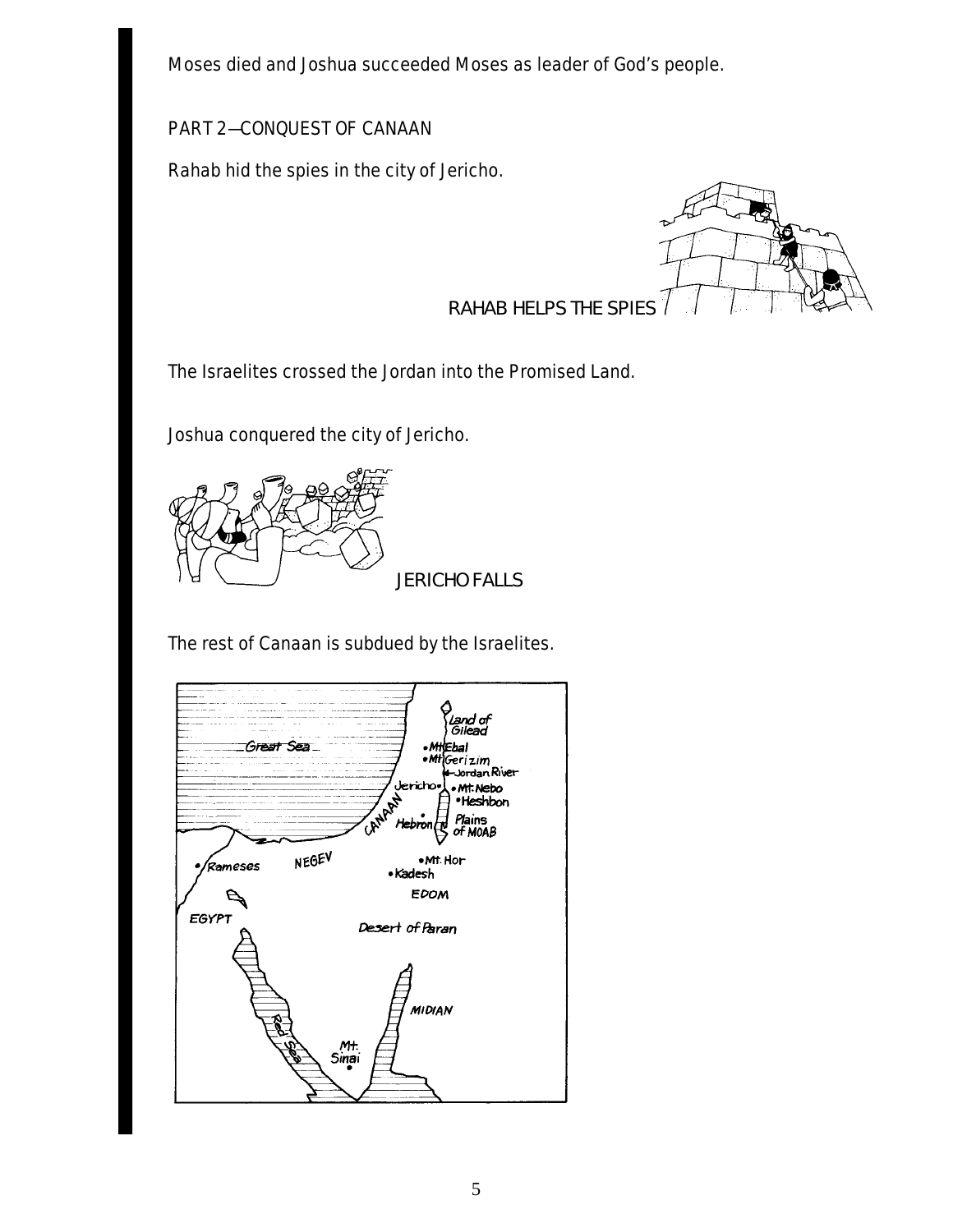Moses died and Joshua succeeded Moses as leader of God's people.

PART 2—CONQUEST OF CANAAN

Rahab hid the spies in the city of Jericho.

RAHAB HELPS THE SPIES

The Israelites crossed the Jordan into the Promised Land.

Joshua conquered the city of Jericho.

JERICHO FALLS

The rest of Canaan is subdued by the Israelites.

Land of Gilead
Great Sea
Mt Ebal
Mt Gerizim
Jordan River
Jericho
Mt. Nebo
Heshbon
CANAAN
Hebron
Plains of MOAB
Rameses
NEGEV
Mt. Hor
Kadesh
EDOM
EGYPT
Desert of Paran
MIDIAN
Red Sea
Mt. Sinai